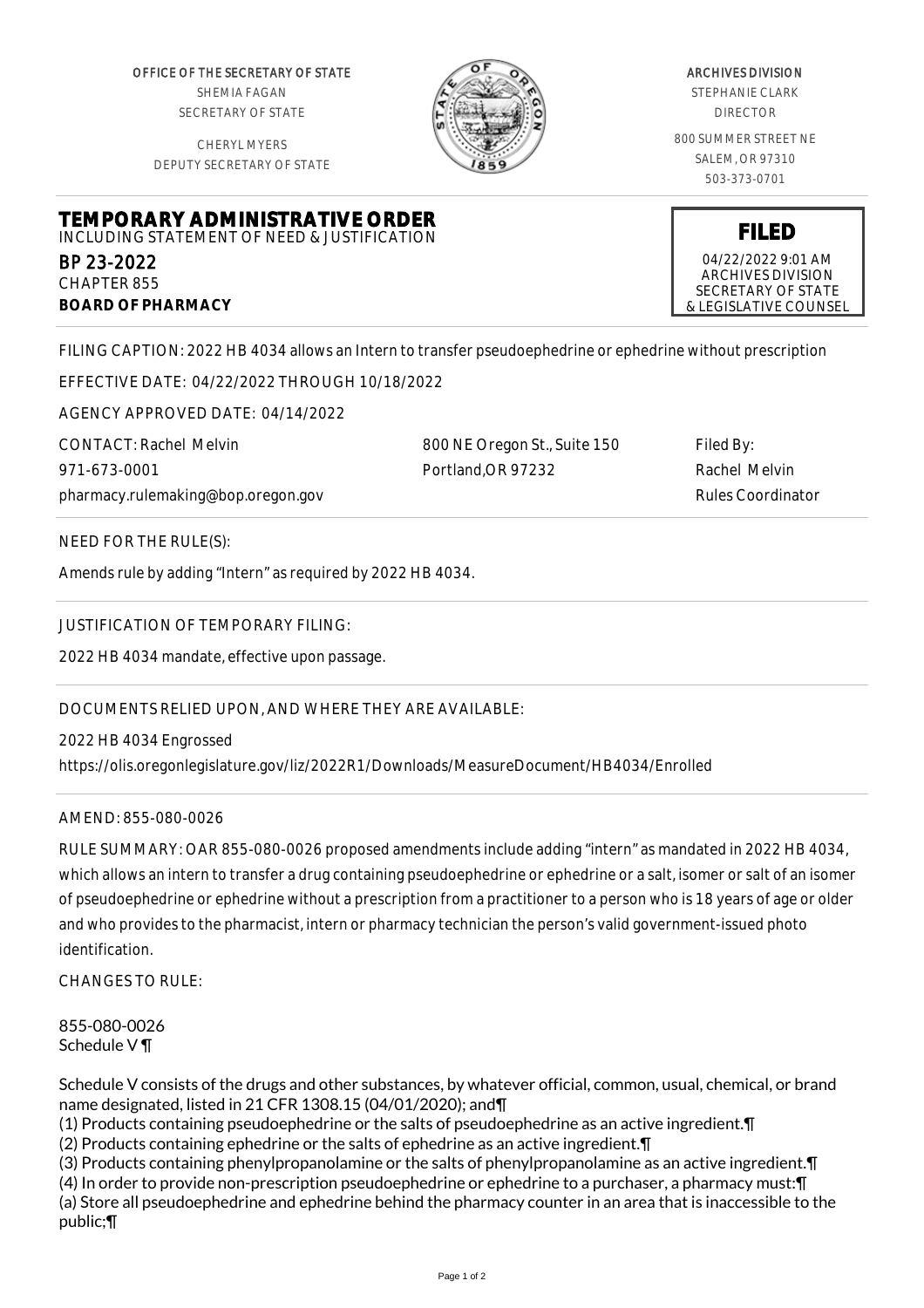OFFICE OF THE SECRETARY OF STATE
SHEMIA FAGAN
SECRETARY OF STATE

CHERYL MYERS
DEPUTY SECRETARY OF STATE

ARCHIVES DIVISION
STEPHANIE CLARK
DIRECTOR

800 SUMMER STREET NE
SALEM, OR 97310
503-373-0701

# TEMPORARY ADMINISTRATIVE ORDER

INCLUDING STATEMENT OF NEED & JUSTIFICATION

BP 23-2022
CHAPTER 855
**BOARD OF PHARMACY**

**FILED**
04/22/2022 9:01 AM
ARCHIVES DIVISION
SECRETARY OF STATE
& LEGISLATIVE COUNSEL

FILING CAPTION: 2022 HB 4034 allows an Intern to transfer pseudoephedrine or ephedrine without prescription

EFFECTIVE DATE: 04/22/2022 THROUGH 10/18/2022

AGENCY APPROVED DATE: 04/14/2022

CONTACT: Rachel Melvin
971-673-0001
pharmacy.rulemaking@bop.oregon.gov

800 NE Oregon St., Suite 150
Portland,OR 97232

Filed By:
Rachel Melvin
Rules Coordinator

NEED FOR THE RULE(S):

Amends rule by adding "Intern" as required by 2022 HB 4034.

JUSTIFICATION OF TEMPORARY FILING:

2022 HB 4034 mandate, effective upon passage.

DOCUMENTS RELIED UPON, AND WHERE THEY ARE AVAILABLE:

2022 HB 4034 Engrossed
https://olis.oregonlegislature.gov/liz/2022R1/Downloads/MeasureDocument/HB4034/Enrolled

AMEND: 855-080-0026

RULE SUMMARY: OAR 855-080-0026 proposed amendments include adding "intern" as mandated in 2022 HB 4034, which allows an intern to transfer a drug containing pseudoephedrine or ephedrine or a salt, isomer or salt of an isomer of pseudoephedrine or ephedrine without a prescription from a practitioner to a person who is 18 years of age or older and who provides to the pharmacist, intern or pharmacy technician the person's valid government-issued photo identification.

CHANGES TO RULE:

855-080-0026
Schedule V ¶

Schedule V consists of the drugs and other substances, by whatever official, common, usual, chemical, or brand name designated, listed in 21 CFR 1308.15 (04/01/2020); and¶
(1) Products containing pseudoephedrine or the salts of pseudoephedrine as an active ingredient.¶
(2) Products containing ephedrine or the salts of ephedrine as an active ingredient.¶
(3) Products containing phenylpropanolamine or the salts of phenylpropanolamine as an active ingredient.¶
(4) In order to provide non-prescription pseudoephedrine or ephedrine to a purchaser, a pharmacy must:¶
(a) Store all pseudoephedrine and ephedrine behind the pharmacy counter in an area that is inaccessible to the public;¶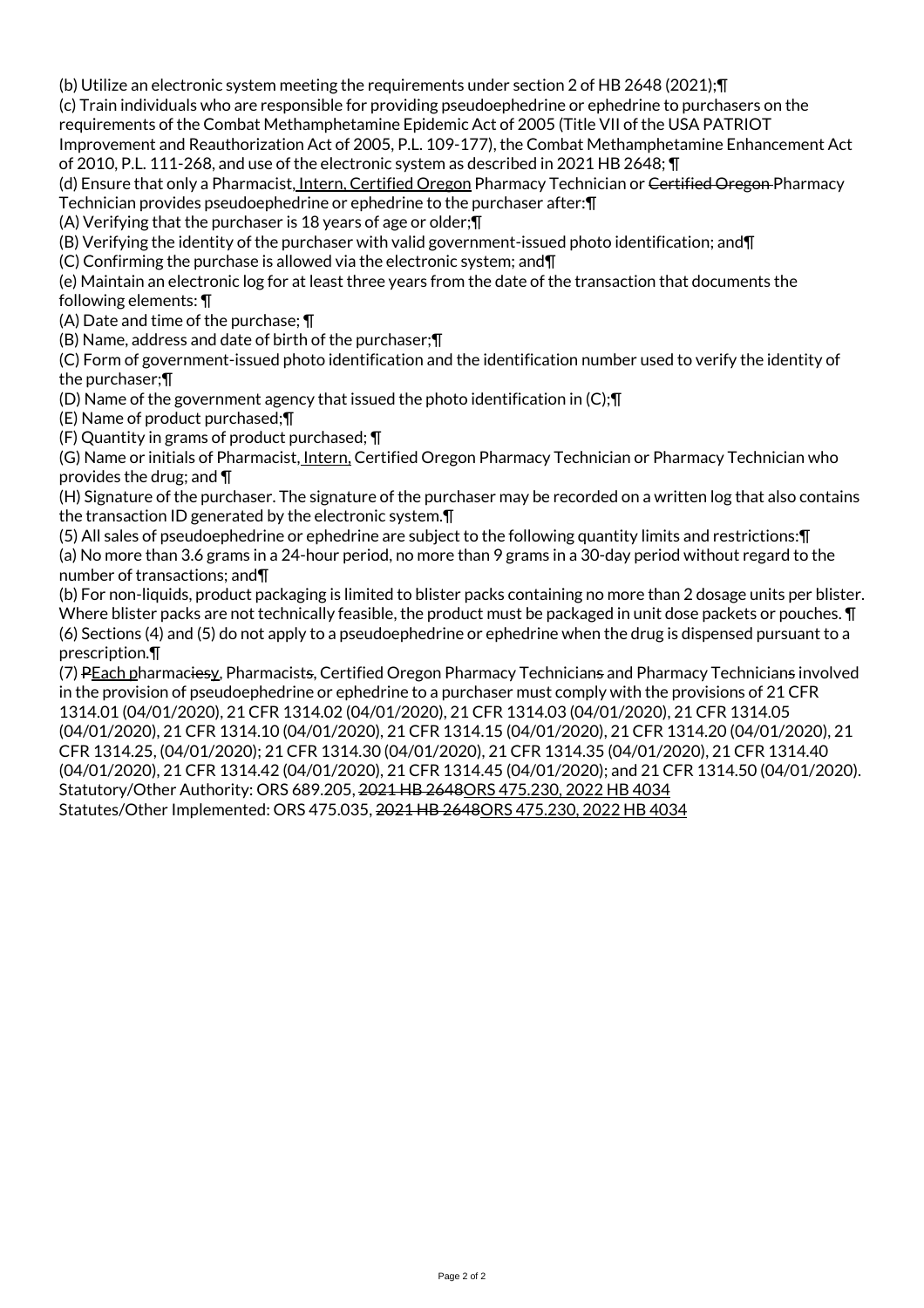(b) Utilize an electronic system meeting the requirements under section 2 of HB 2648 (2021);¶
(c) Train individuals who are responsible for providing pseudoephedrine or ephedrine to purchasers on the requirements of the Combat Methamphetamine Epidemic Act of 2005 (Title VII of the USA PATRIOT Improvement and Reauthorization Act of 2005, P.L. 109-177), the Combat Methamphetamine Enhancement Act of 2010, P.L. 111-268, and use of the electronic system as described in 2021 HB 2648; ¶
(d) Ensure that only a Pharmacist, Intern, Certified Oregon Pharmacy Technician or ~~Certified Oregon~~ Pharmacy Technician provides pseudoephedrine or ephedrine to the purchaser after:¶
(A) Verifying that the purchaser is 18 years of age or older;¶
(B) Verifying the identity of the purchaser with valid government-issued photo identification; and¶
(C) Confirming the purchase is allowed via the electronic system; and¶
(e) Maintain an electronic log for at least three years from the date of the transaction that documents the following elements: ¶
(A) Date and time of the purchase; ¶
(B) Name, address and date of birth of the purchaser;¶
(C) Form of government-issued photo identification and the identification number used to verify the identity of the purchaser;¶
(D) Name of the government agency that issued the photo identification in (C);¶
(E) Name of product purchased;¶
(F) Quantity in grams of product purchased; ¶
(G) Name or initials of Pharmacist, Intern, Certified Oregon Pharmacy Technician or Pharmacy Technician who provides the drug; and ¶
(H) Signature of the purchaser. The signature of the purchaser may be recorded on a written log that also contains the transaction ID generated by the electronic system.¶
(5) All sales of pseudoephedrine or ephedrine are subject to the following quantity limits and restrictions:¶
(a) No more than 3.6 grams in a 24-hour period, no more than 9 grams in a 30-day period without regard to the number of transactions; and¶
(b) For non-liquids, product packaging is limited to blister packs containing no more than 2 dosage units per blister. Where blister packs are not technically feasible, the product must be packaged in unit dose packets or pouches. ¶
(6) Sections (4) and (5) do not apply to a pseudoephedrine or ephedrine when the drug is dispensed pursuant to a prescription.¶
(7) ~~P~~Each pharmac~~ies~~y, Pharmacist~~s~~, Certified Oregon Pharmacy Technician~~s~~ and Pharmacy Technician~~s~~ involved in the provision of pseudoephedrine or ephedrine to a purchaser must comply with the provisions of 21 CFR 1314.01 (04/01/2020), 21 CFR 1314.02 (04/01/2020), 21 CFR 1314.03 (04/01/2020), 21 CFR 1314.05 (04/01/2020), 21 CFR 1314.10 (04/01/2020), 21 CFR 1314.15 (04/01/2020), 21 CFR 1314.20 (04/01/2020), 21 CFR 1314.25, (04/01/2020); 21 CFR 1314.30 (04/01/2020), 21 CFR 1314.35 (04/01/2020), 21 CFR 1314.40 (04/01/2020), 21 CFR 1314.42 (04/01/2020), 21 CFR 1314.45 (04/01/2020); and 21 CFR 1314.50 (04/01/2020).
Statutory/Other Authority: ORS 689.205, ~~2021 HB 2648~~ORS 475.230, 2022 HB 4034
Statutes/Other Implemented: ORS 475.035, ~~2021 HB 2648~~ORS 475.230, 2022 HB 4034